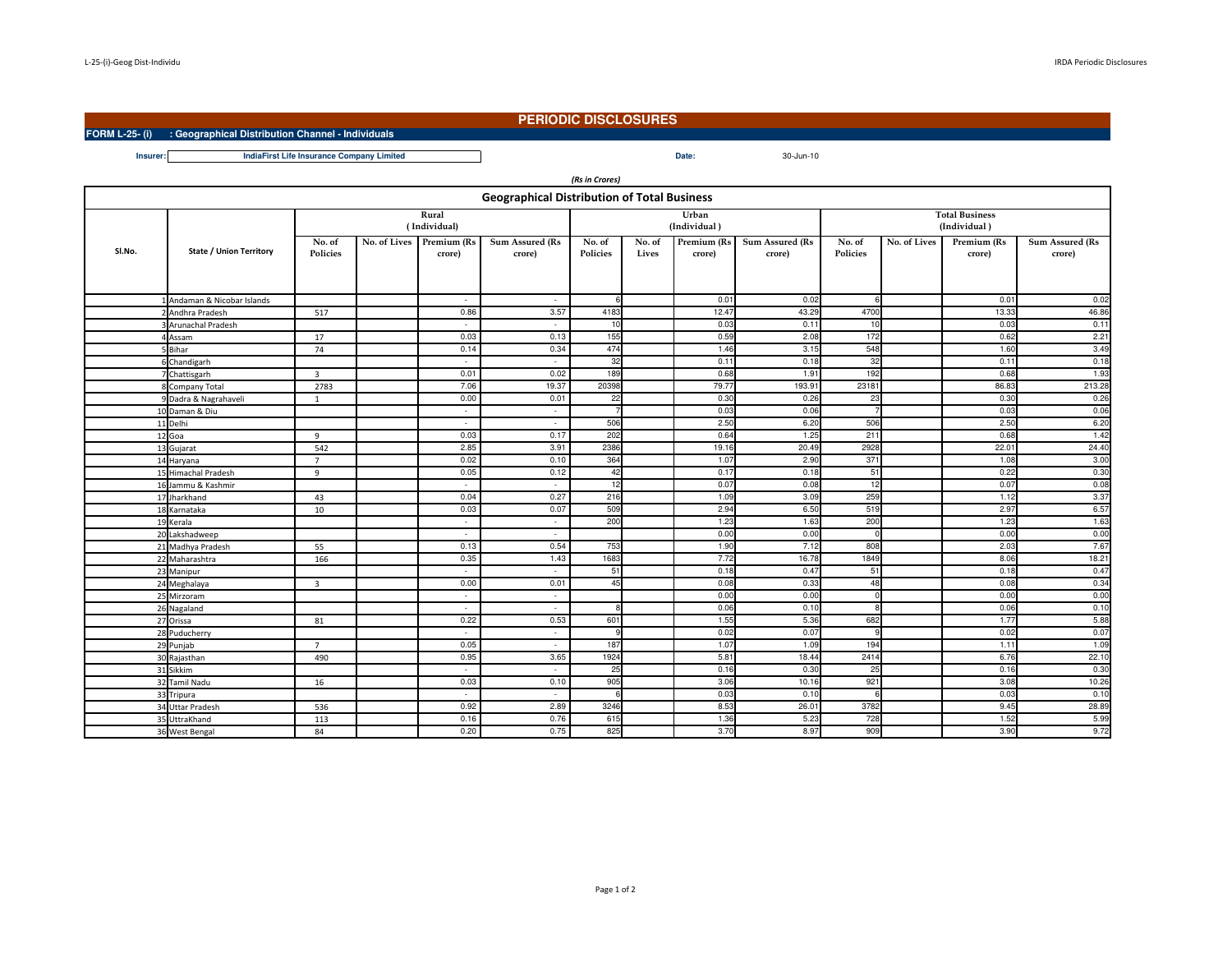# PERIODIC DISCLOSURES

**FORM L-25- (i) : Geographical Distribution Channel - Individuals**

**Insurer:** IndiaFirst Life Insurance Company Limited **Date:** 30-Jun-10

*(Rs in Crores)*

## Geographical Distribution of Total Business

| Sl.No. | State / Union Territory | Rural (Individual) | | | | Urban (Individual) | | | | Total Business (Individual) | | | |
|---|---|---|---|---|---|---|---|---|---|---|---|---|---|
| | | No. of Policies | No. of Lives | Premium (Rs crore) | Sum Assured (Rs crore) | No. of Policies | No. of Lives | Premium (Rs crore) | Sum Assured (Rs crore) | No. of Policies | No. of Lives | Premium (Rs crore) | Sum Assured (Rs crore) |
| 1 | Andaman & Nicobar Islands | | | - | - | 6 | | 0.01 | 0.02 | 6 | | 0.01 | 0.02 |
| 2 | Andhra Pradesh | 517 | | 0.86 | 3.57 | 4183 | | 12.47 | 43.29 | 4700 | | 13.33 | 46.86 |
| 3 | Arunachal Pradesh | | | - | - | 10 | | 0.03 | 0.11 | 10 | | 0.03 | 0.11 |
| 4 | Assam | 17 | | 0.03 | 0.13 | 155 | | 0.59 | 2.08 | 172 | | 0.62 | 2.21 |
| 5 | Bihar | 74 | | 0.14 | 0.34 | 474 | | 1.46 | 3.15 | 548 | | 1.60 | 3.49 |
| 6 | Chandigarh | | | - | - | 32 | | 0.11 | 0.18 | 32 | | 0.11 | 0.18 |
| 7 | Chattisgarh | 3 | | 0.01 | 0.02 | 189 | | 0.68 | 1.91 | 192 | | 0.68 | 1.93 |
| 8 | Company Total | 2783 | | 7.06 | 19.37 | 20398 | | 79.77 | 193.91 | 23181 | | 86.83 | 213.28 |
| 9 | Dadra & Nagrahaveli | 1 | | 0.00 | 0.01 | 22 | | 0.30 | 0.26 | 23 | | 0.30 | 0.26 |
| 10 | Daman & Diu | | | - | - | 7 | | 0.03 | 0.06 | 7 | | 0.03 | 0.06 |
| 11 | Delhi | | | - | - | 506 | | 2.50 | 6.20 | 506 | | 2.50 | 6.20 |
| 12 | Goa | 9 | | 0.03 | 0.17 | 202 | | 0.64 | 1.25 | 211 | | 0.68 | 1.42 |
| 13 | Gujarat | 542 | | 2.85 | 3.91 | 2386 | | 19.16 | 20.49 | 2928 | | 22.01 | 24.40 |
| 14 | Haryana | 7 | | 0.02 | 0.10 | 364 | | 1.07 | 2.90 | 371 | | 1.08 | 3.00 |
| 15 | Himachal Pradesh | 9 | | 0.05 | 0.12 | 42 | | 0.17 | 0.18 | 51 | | 0.22 | 0.30 |
| 16 | Jammu & Kashmir | | | - | - | 12 | | 0.07 | 0.08 | 12 | | 0.07 | 0.08 |
| 17 | Jharkhand | 43 | | 0.04 | 0.27 | 216 | | 1.09 | 3.09 | 259 | | 1.12 | 3.37 |
| 18 | Karnataka | 10 | | 0.03 | 0.07 | 509 | | 2.94 | 6.50 | 519 | | 2.97 | 6.57 |
| 19 | Kerala | | | - | - | 200 | | 1.23 | 1.63 | 200 | | 1.23 | 1.63 |
| 20 | Lakshadweep | | | - | - | | | 0.00 | 0.00 | 0 | | 0.00 | 0.00 |
| 21 | Madhya Pradesh | 55 | | 0.13 | 0.54 | 753 | | 1.90 | 7.12 | 808 | | 2.03 | 7.67 |
| 22 | Maharashtra | 166 | | 0.35 | 1.43 | 1683 | | 7.72 | 16.78 | 1849 | | 8.06 | 18.21 |
| 23 | Manipur | | | - | - | 51 | | 0.18 | 0.47 | 51 | | 0.18 | 0.47 |
| 24 | Meghalaya | 3 | | 0.00 | 0.01 | 45 | | 0.08 | 0.33 | 48 | | 0.08 | 0.34 |
| 25 | Mirzoram | | | - | - | | | 0.00 | 0.00 | 0 | | 0.00 | 0.00 |
| 26 | Nagaland | | | - | - | 8 | | 0.06 | 0.10 | 8 | | 0.06 | 0.10 |
| 27 | Orissa | 81 | | 0.22 | 0.53 | 601 | | 1.55 | 5.36 | 682 | | 1.77 | 5.88 |
| 28 | Puducherry | | | - | - | 9 | | 0.02 | 0.07 | 9 | | 0.02 | 0.07 |
| 29 | Punjab | 7 | | 0.05 | - | 187 | | 1.07 | 1.09 | 194 | | 1.11 | 1.09 |
| 30 | Rajasthan | 490 | | 0.95 | 3.65 | 1924 | | 5.81 | 18.44 | 2414 | | 6.76 | 22.10 |
| 31 | Sikkim | | | - | - | 25 | | 0.16 | 0.30 | 25 | | 0.16 | 0.30 |
| 32 | Tamil Nadu | 16 | | 0.03 | 0.10 | 905 | | 3.06 | 10.16 | 921 | | 3.08 | 10.26 |
| 33 | Tripura | | | - | - | 6 | | 0.03 | 0.10 | 6 | | 0.03 | 0.10 |
| 34 | Uttar Pradesh | 536 | | 0.92 | 2.89 | 3246 | | 8.53 | 26.01 | 3782 | | 9.45 | 28.89 |
| 35 | UttraKhand | 113 | | 0.16 | 0.76 | 615 | | 1.36 | 5.23 | 728 | | 1.52 | 5.99 |
| 36 | West Bengal | 84 | | 0.20 | 0.75 | 825 | | 3.70 | 8.97 | 909 | | 3.90 | 9.72 |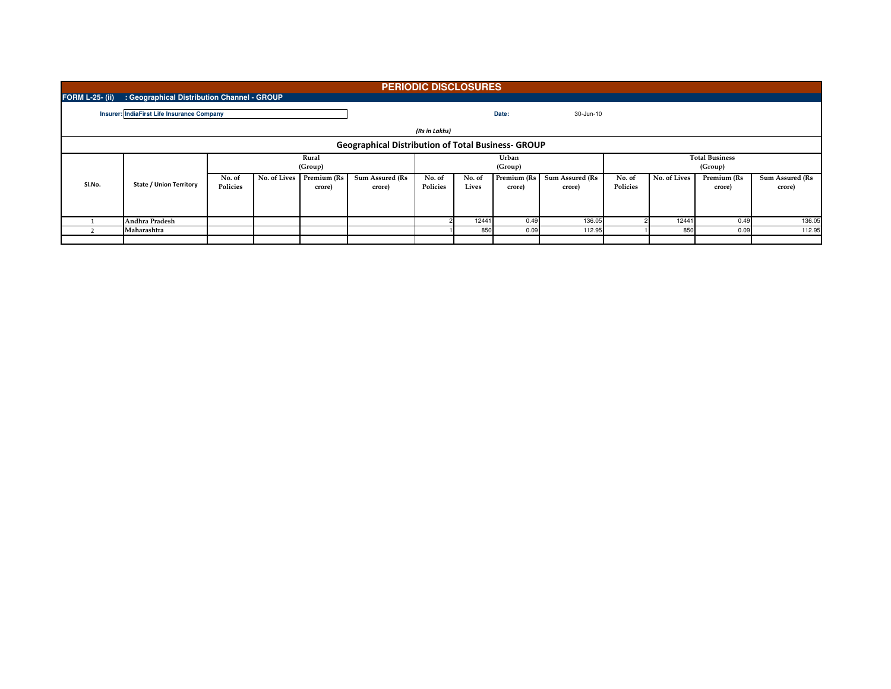# PERIODIC DISCLOSURES

**FORM L-25- (ii) : Geographical Distribution Channel - GROUP**

**Insurer:** IndiaFirst Life Insurance Company

**Date:** 30-Jun-10

*(Rs in Lakhs)*

## Geographical Distribution of Total Business- GROUP

| Sl.No. | State / Union Territory | Rural (Group) | | | | Urban (Group) | | | | Total Business (Group) | | | |
|---|---|---|---|---|---|---|---|---|---|---|---|---|---|
| | | No. of Policies | No. of Lives | Premium (Rs crore) | Sum Assured (Rs crore) | No. of Policies | No. of Lives | Premium (Rs crore) | Sum Assured (Rs crore) | No. of Policies | No. of Lives | Premium (Rs crore) | Sum Assured (Rs crore) |
| 1 | Andhra Pradesh | | | | | 2 | 12441 | 0.49 | 136.05 | 2 | 12441 | 0.49 | 136.05 |
| 2 | Maharashtra | | | | | 1 | 850 | 0.09 | 112.95 | 1 | 850 | 0.09 | 112.95 |
| | | | | | | | | | | | | | |